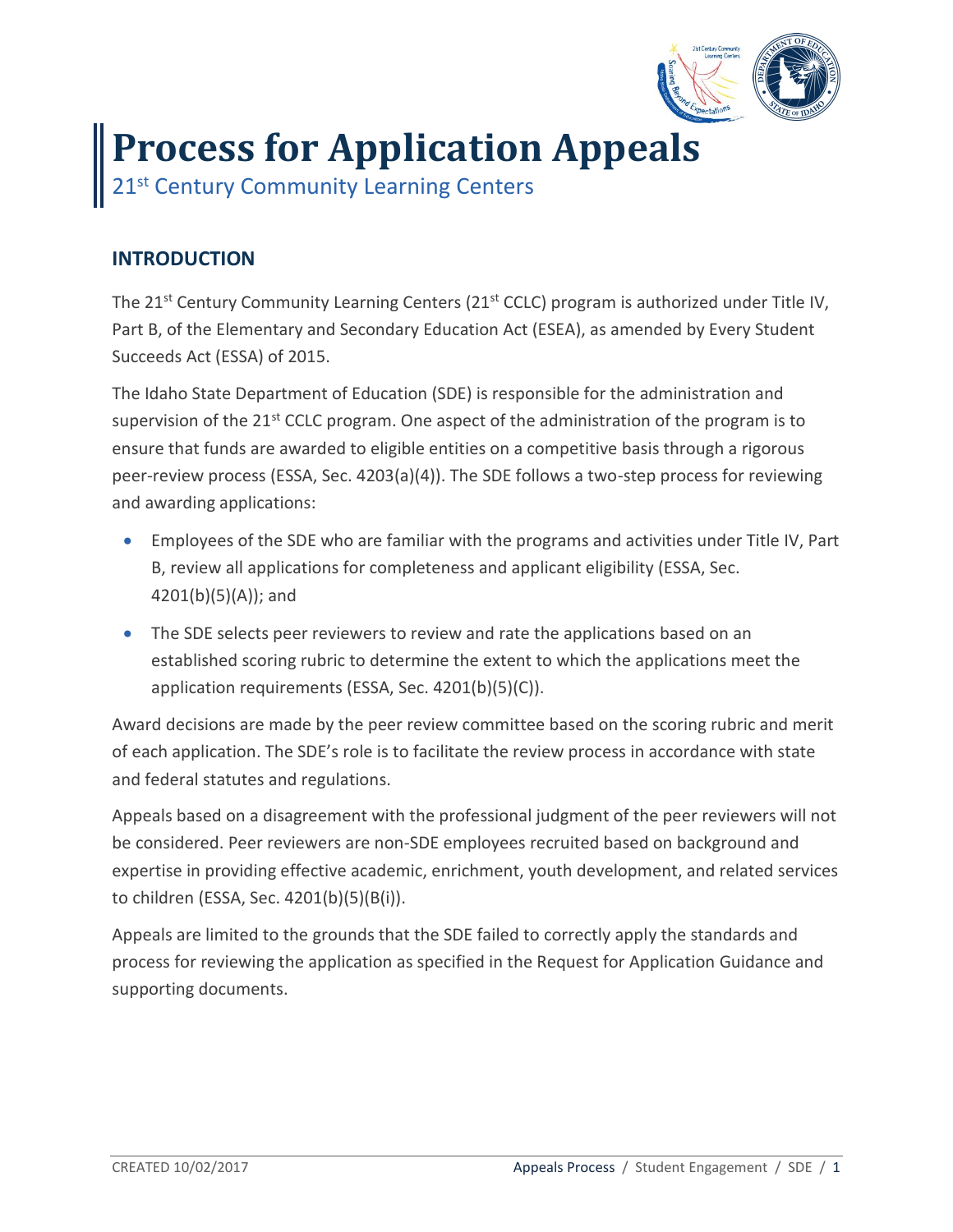# Process for Application Appeals

## 21st Century Community Learning Centers

### INTRODUCTION

The 21st Century Community Learning Centers (21st CCLC) program is authorized under Title IV, Part B, of the Elementary and Secondary Education Act (ESEA), as amended by Every Student Succeeds Act (ESSA) of 2015.

The Idaho State Department of Education (SDE) is responsible for the administration and supervision of the 21st CCLC program. One aspect of the administration of the program is to ensure that funds are awarded to eligible entities on a competitive basis through a rigorous peer-review process (ESSA, Sec. 4203(a)(4)). The SDE follows a two-step process for reviewing and awarding applications:

- Employees of the SDE who are familiar with the programs and activities under Title IV, Part B, review all applications for completeness and applicant eligibility (ESSA, Sec. 4201(b)(5)(A)); and
- The SDE selects peer reviewers to review and rate the applications based on an established scoring rubric to determine the extent to which the applications meet the application requirements (ESSA, Sec. 4201(b)(5)(C)).

Award decisions are made by the peer review committee based on the scoring rubric and merit of each application. The SDE's role is to facilitate the review process in accordance with state and federal statutes and regulations.

Appeals based on a disagreement with the professional judgment of the peer reviewers will not be considered. Peer reviewers are non-SDE employees recruited based on background and expertise in providing effective academic, enrichment, youth development, and related services to children (ESSA, Sec. 4201(b)(5)(B(i)).

Appeals are limited to the grounds that the SDE failed to correctly apply the standards and process for reviewing the application as specified in the Request for Application Guidance and supporting documents.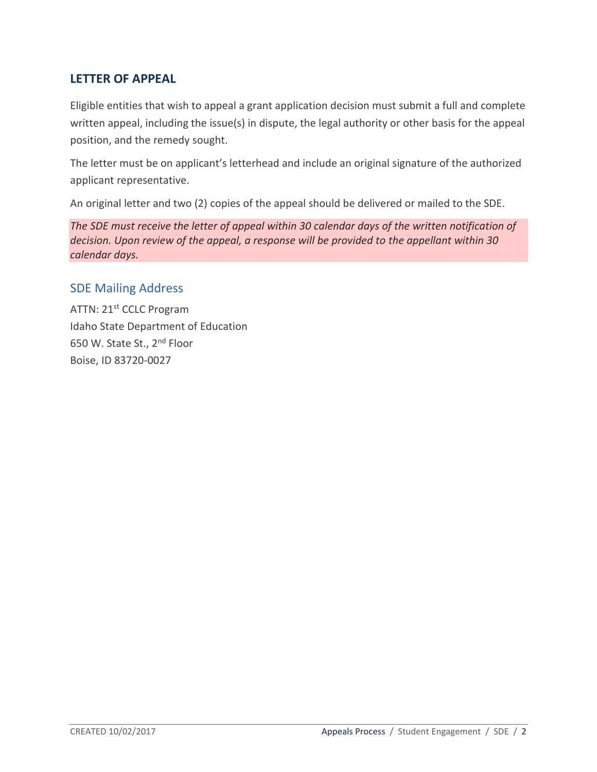## LETTER OF APPEAL

Eligible entities that wish to appeal a grant application decision must submit a full and complete written appeal, including the issue(s) in dispute, the legal authority or other basis for the appeal position, and the remedy sought.

The letter must be on applicant's letterhead and include an original signature of the authorized applicant representative.

An original letter and two (2) copies of the appeal should be delivered or mailed to the SDE.

*The SDE must receive the letter of appeal within 30 calendar days of the written notification of decision. Upon review of the appeal, a response will be provided to the appellant within 30 calendar days.*

### SDE Mailing Address

ATTN: 21st CCLC Program
Idaho State Department of Education
650 W. State St., 2nd Floor
Boise, ID 83720-0027